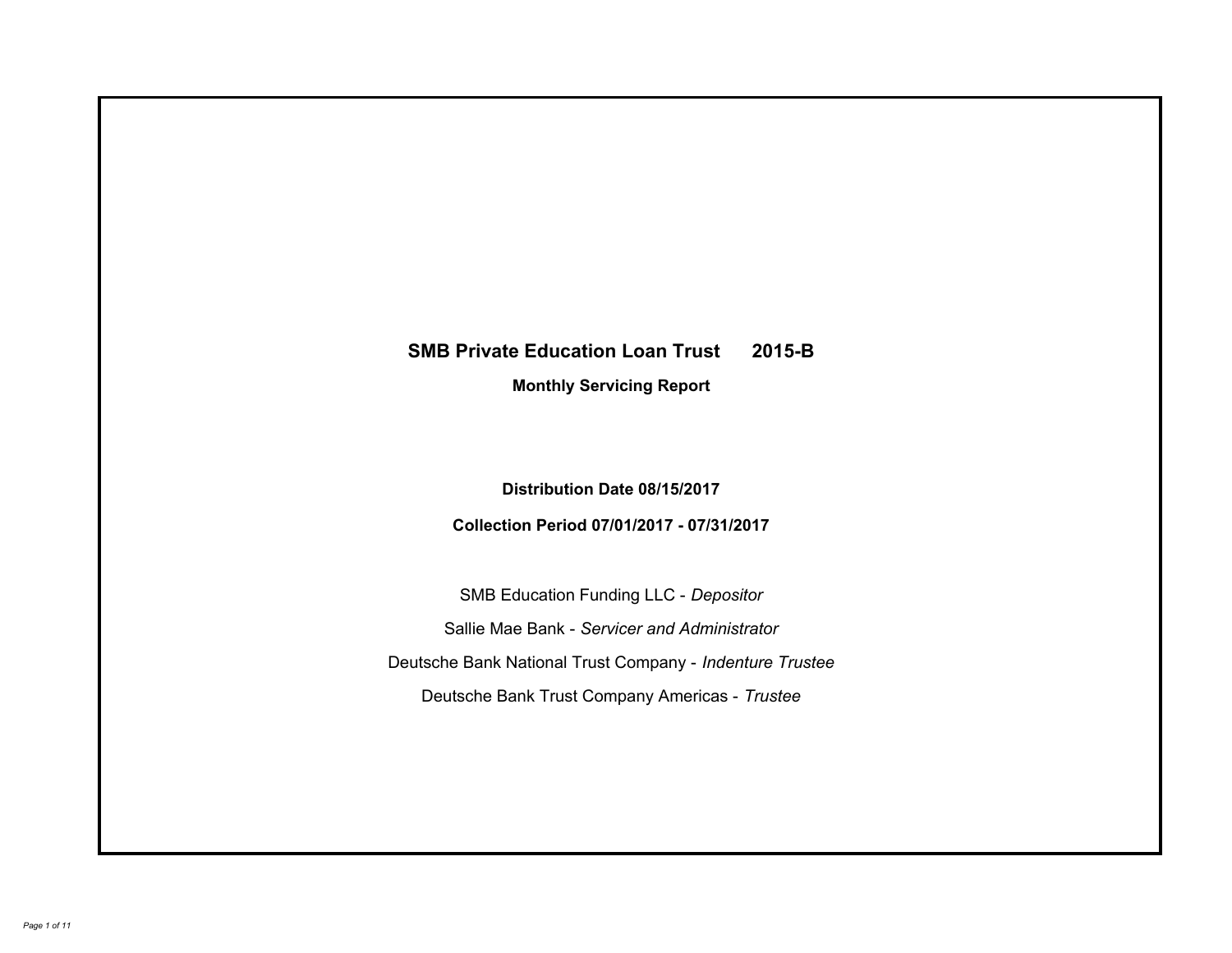# SMB Private Education Loan Trust 2015-B

## Monthly Servicing Report

**Distribution Date 08/15/2017**

**Collection Period 07/01/2017 - 07/31/2017**

SMB Education Funding LLC - *Depositor*

Sallie Mae Bank - *Servicer and Administrator*

Deutsche Bank National Trust Company - *Indenture Trustee*

Deutsche Bank Trust Company Americas - *Trustee*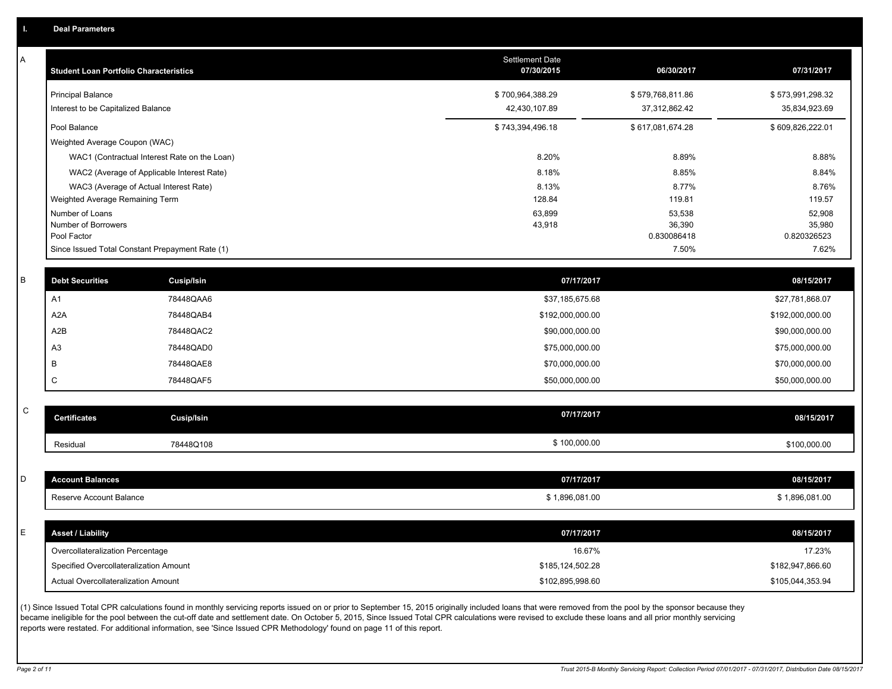## I. Deal Parameters

### A

| Student Loan Portfolio Characteristics | Settlement Date 07/30/2015 | 06/30/2017 | 07/31/2017 |
|---|---|---|---|
| Principal Balance | $ 700,964,388.29 | $ 579,768,811.86 | $ 573,991,298.32 |
| Interest to be Capitalized Balance | 42,430,107.89 | 37,312,862.42 | 35,834,923.69 |
| Pool Balance | $ 743,394,496.18 | $ 617,081,674.28 | $ 609,826,222.01 |
| Weighted Average Coupon (WAC) | | | |
| WAC1 (Contractual Interest Rate on the Loan) | 8.20% | 8.89% | 8.88% |
| WAC2 (Average of Applicable Interest Rate) | 8.18% | 8.85% | 8.84% |
| WAC3 (Average of Actual Interest Rate) | 8.13% | 8.77% | 8.76% |
| Weighted Average Remaining Term | 128.84 | 119.81 | 119.57 |
| Number of Loans | 63,899 | 53,538 | 52,908 |
| Number of Borrowers | 43,918 | 36,390 | 35,980 |
| Pool Factor | | 0.830086418 | 0.820326523 |
| Since Issued Total Constant Prepayment Rate (1) | | 7.50% | 7.62% |

### B

| Debt Securities | Cusip/Isin | 07/17/2017 | 08/15/2017 |
|---|---|---|---|
| A1 | 78448QAA6 | $37,185,675.68 | $27,781,868.07 |
| A2A | 78448QAB4 | $192,000,000.00 | $192,000,000.00 |
| A2B | 78448QAC2 | $90,000,000.00 | $90,000,000.00 |
| A3 | 78448QAD0 | $75,000,000.00 | $75,000,000.00 |
| B | 78448QAE8 | $70,000,000.00 | $70,000,000.00 |
| C | 78448QAF5 | $50,000,000.00 | $50,000,000.00 |

### C

| Certificates | Cusip/Isin | 07/17/2017 | 08/15/2017 |
|---|---|---|---|
| Residual | 78448Q108 | $ 100,000.00 | $100,000.00 |

### D

| Account Balances | 07/17/2017 | 08/15/2017 |
|---|---|---|
| Reserve Account Balance | $ 1,896,081.00 | $ 1,896,081.00 |

### E

| Asset / Liability | 07/17/2017 | 08/15/2017 |
|---|---|---|
| Overcollateralization Percentage | 16.67% | 17.23% |
| Specified Overcollateralization Amount | $185,124,502.28 | $182,947,866.60 |
| Actual Overcollateralization Amount | $102,895,998.60 | $105,044,353.94 |

(1) Since Issued Total CPR calculations found in monthly servicing reports issued on or prior to September 15, 2015 originally included loans that were removed from the pool by the sponsor because they became ineligible for the pool between the cut-off date and settlement date. On October 5, 2015, Since Issued Total CPR calculations were revised to exclude these loans and all prior monthly servicing reports were restated. For additional information, see 'Since Issued CPR Methodology' found on page 11 of this report.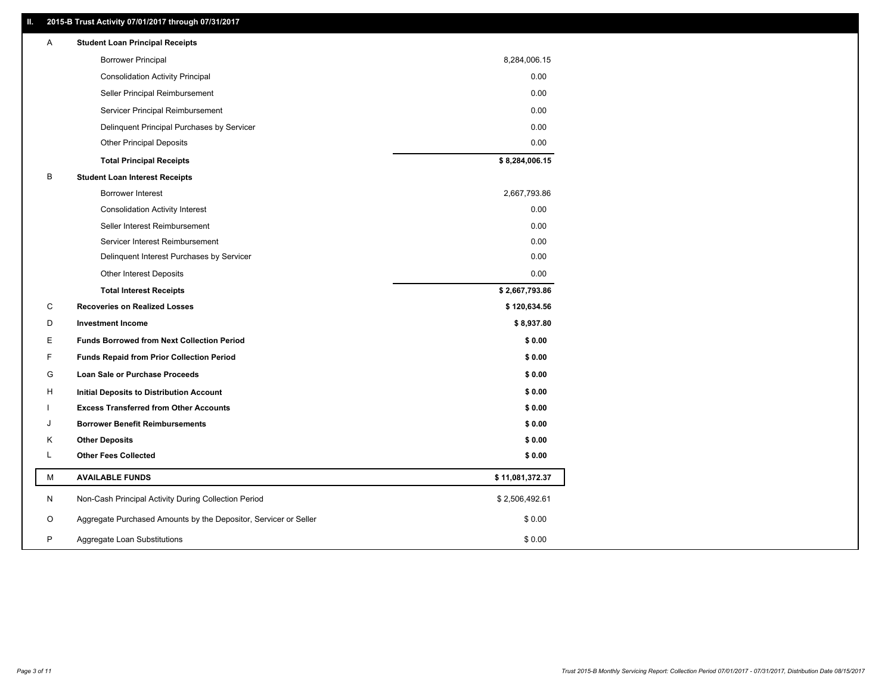## II. 2015-B Trust Activity 07/01/2017 through 07/31/2017

| | | |
|---|---|---|
| A | **Student Loan Principal Receipts** | |
| | Borrower Principal | 8,284,006.15 |
| | Consolidation Activity Principal | 0.00 |
| | Seller Principal Reimbursement | 0.00 |
| | Servicer Principal Reimbursement | 0.00 |
| | Delinquent Principal Purchases by Servicer | 0.00 |
| | Other Principal Deposits | 0.00 |
| | **Total Principal Receipts** | **$ 8,284,006.15** |
| B | **Student Loan Interest Receipts** | |
| | Borrower Interest | 2,667,793.86 |
| | Consolidation Activity Interest | 0.00 |
| | Seller Interest Reimbursement | 0.00 |
| | Servicer Interest Reimbursement | 0.00 |
| | Delinquent Interest Purchases by Servicer | 0.00 |
| | Other Interest Deposits | 0.00 |
| | **Total Interest Receipts** | **$ 2,667,793.86** |
| C | **Recoveries on Realized Losses** | **$ 120,634.56** |
| D | **Investment Income** | **$ 8,937.80** |
| E | **Funds Borrowed from Next Collection Period** | **$ 0.00** |
| F | **Funds Repaid from Prior Collection Period** | **$ 0.00** |
| G | **Loan Sale or Purchase Proceeds** | **$ 0.00** |
| H | **Initial Deposits to Distribution Account** | **$ 0.00** |
| I | **Excess Transferred from Other Accounts** | **$ 0.00** |
| J | **Borrower Benefit Reimbursements** | **$ 0.00** |
| K | **Other Deposits** | **$ 0.00** |
| L | **Other Fees Collected** | **$ 0.00** |
| M | **AVAILABLE FUNDS** | **$ 11,081,372.37** |
| N | Non-Cash Principal Activity During Collection Period | $ 2,506,492.61 |
| O | Aggregate Purchased Amounts by the Depositor, Servicer or Seller | $ 0.00 |
| P | Aggregate Loan Substitutions | $ 0.00 |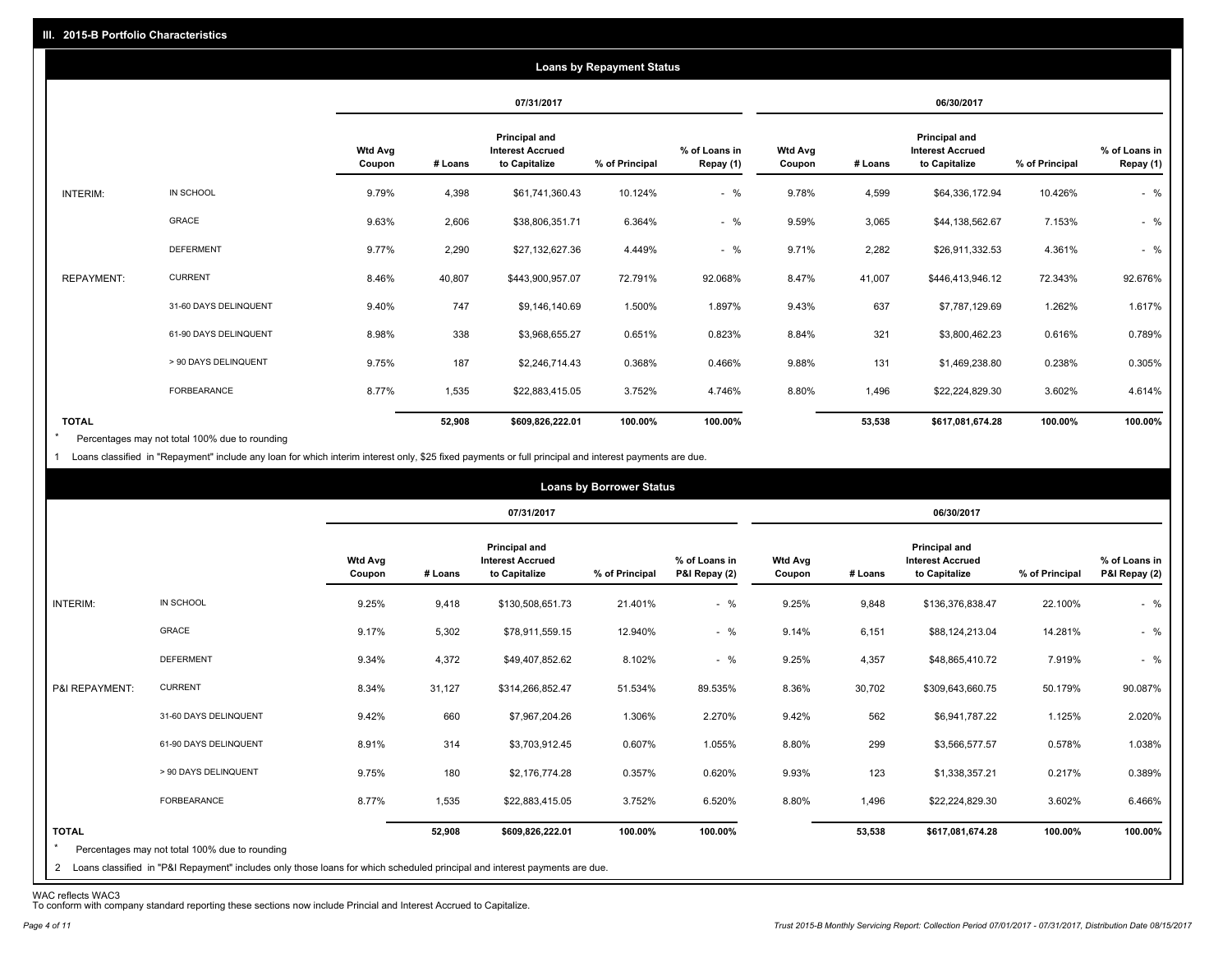## III. 2015-B Portfolio Characteristics

### Loans by Repayment Status

| | | 07/31/2017 | | | | | 06/30/2017 | | | | |
|---|---|---|---|---|---|---|---|---|---|---|---|
| | | Wtd Avg Coupon | # Loans | Principal and Interest Accrued to Capitalize | % of Principal | % of Loans in Repay (1) | Wtd Avg Coupon | # Loans | Principal and Interest Accrued to Capitalize | % of Principal | % of Loans in Repay (1) |
| INTERIM: | IN SCHOOL | 9.79% | 4,398 | $61,741,360.43 | 10.124% | - % | 9.78% | 4,599 | $64,336,172.94 | 10.426% | - % |
| | GRACE | 9.63% | 2,606 | $38,806,351.71 | 6.364% | - % | 9.59% | 3,065 | $44,138,562.67 | 7.153% | - % |
| | DEFERMENT | 9.77% | 2,290 | $27,132,627.36 | 4.449% | - % | 9.71% | 2,282 | $26,911,332.53 | 4.361% | - % |
| REPAYMENT: | CURRENT | 8.46% | 40,807 | $443,900,957.07 | 72.791% | 92.068% | 8.47% | 41,007 | $446,413,946.12 | 72.343% | 92.676% |
| | 31-60 DAYS DELINQUENT | 9.40% | 747 | $9,146,140.69 | 1.500% | 1.897% | 9.43% | 637 | $7,787,129.69 | 1.262% | 1.617% |
| | 61-90 DAYS DELINQUENT | 8.98% | 338 | $3,968,655.27 | 0.651% | 0.823% | 8.84% | 321 | $3,800,462.23 | 0.616% | 0.789% |
| | > 90 DAYS DELINQUENT | 9.75% | 187 | $2,246,714.43 | 0.368% | 0.466% | 9.88% | 131 | $1,469,238.80 | 0.238% | 0.305% |
| | FORBEARANCE | 8.77% | 1,535 | $22,883,415.05 | 3.752% | 4.746% | 8.80% | 1,496 | $22,224,829.30 | 3.602% | 4.614% |
| **TOTAL** | | | **52,908** | **$609,826,222.01** | **100.00%** | **100.00%** | | **53,538** | **$617,081,674.28** | **100.00%** | **100.00%** |

* Percentages may not total 100% due to rounding

1 Loans classified in "Repayment" include any loan for which interim interest only, $25 fixed payments or full principal and interest payments are due.

### Loans by Borrower Status

| | | 07/31/2017 | | | | | 06/30/2017 | | | | |
|---|---|---|---|---|---|---|---|---|---|---|---|
| | | Wtd Avg Coupon | # Loans | Principal and Interest Accrued to Capitalize | % of Principal | % of Loans in P&I Repay (2) | Wtd Avg Coupon | # Loans | Principal and Interest Accrued to Capitalize | % of Principal | % of Loans in P&I Repay (2) |
| INTERIM: | IN SCHOOL | 9.25% | 9,418 | $130,508,651.73 | 21.401% | - % | 9.25% | 9,848 | $136,376,838.47 | 22.100% | - % |
| | GRACE | 9.17% | 5,302 | $78,911,559.15 | 12.940% | - % | 9.14% | 6,151 | $88,124,213.04 | 14.281% | - % |
| | DEFERMENT | 9.34% | 4,372 | $49,407,852.62 | 8.102% | - % | 9.25% | 4,357 | $48,865,410.72 | 7.919% | - % |
| P&I REPAYMENT: | CURRENT | 8.34% | 31,127 | $314,266,852.47 | 51.534% | 89.535% | 8.36% | 30,702 | $309,643,660.75 | 50.179% | 90.087% |
| | 31-60 DAYS DELINQUENT | 9.42% | 660 | $7,967,204.26 | 1.306% | 2.270% | 9.42% | 562 | $6,941,787.22 | 1.125% | 2.020% |
| | 61-90 DAYS DELINQUENT | 8.91% | 314 | $3,703,912.45 | 0.607% | 1.055% | 8.80% | 299 | $3,566,577.57 | 0.578% | 1.038% |
| | > 90 DAYS DELINQUENT | 9.75% | 180 | $2,176,774.28 | 0.357% | 0.620% | 9.93% | 123 | $1,338,357.21 | 0.217% | 0.389% |
| | FORBEARANCE | 8.77% | 1,535 | $22,883,415.05 | 3.752% | 6.520% | 8.80% | 1,496 | $22,224,829.30 | 3.602% | 6.466% |
| **TOTAL** | | | **52,908** | **$609,826,222.01** | **100.00%** | **100.00%** | | **53,538** | **$617,081,674.28** | **100.00%** | **100.00%** |

* Percentages may not total 100% due to rounding

2 Loans classified in "P&I Repayment" includes only those loans for which scheduled principal and interest payments are due.

WAC reflects WAC3

To conform with company standard reporting these sections now include Princial and Interest Accrued to Capitalize.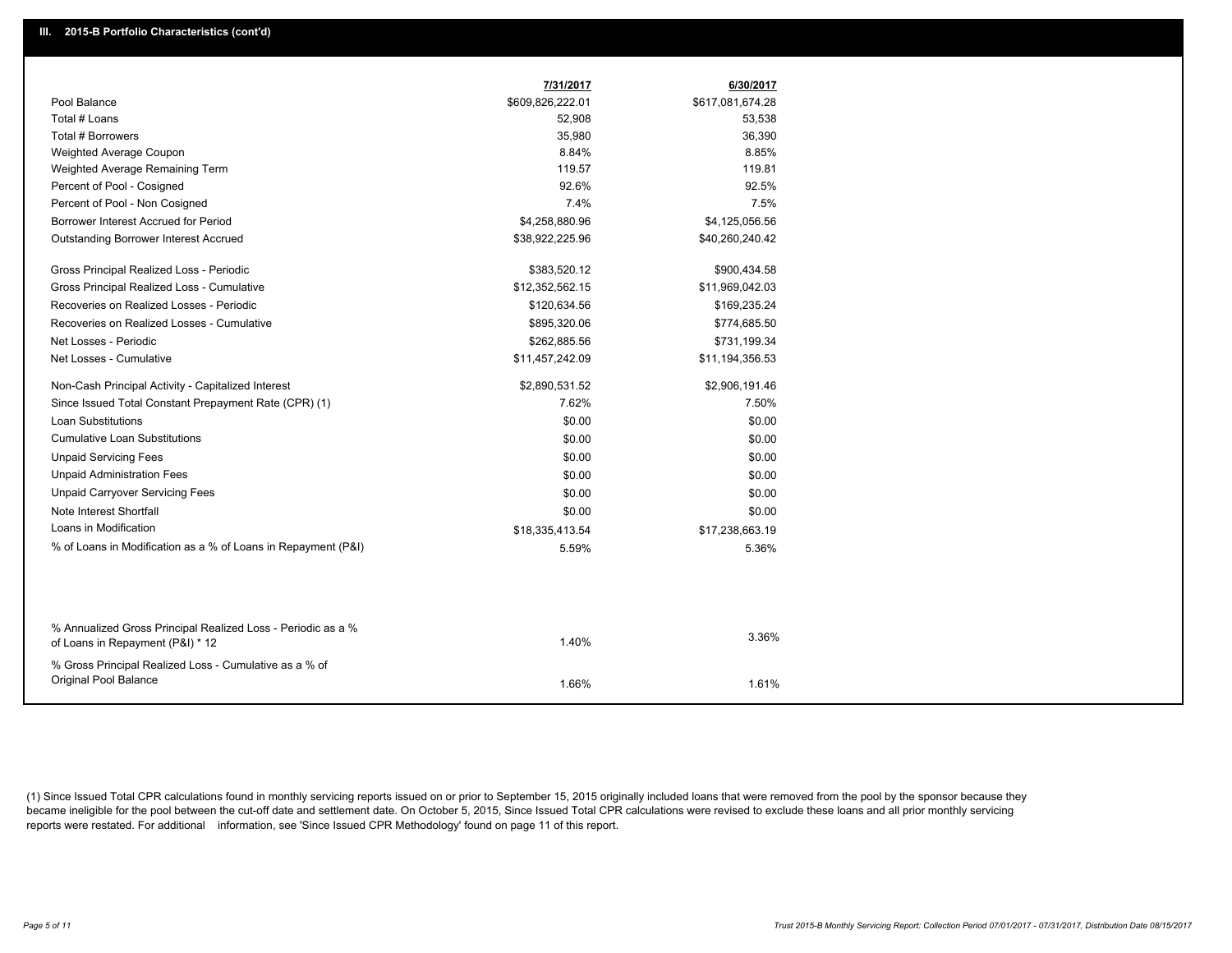## III. 2015-B Portfolio Characteristics (cont'd)

| | 7/31/2017 | 6/30/2017 |
|---|---|---|
| Pool Balance | $609,826,222.01 | $617,081,674.28 |
| Total # Loans | 52,908 | 53,538 |
| Total # Borrowers | 35,980 | 36,390 |
| Weighted Average Coupon | 8.84% | 8.85% |
| Weighted Average Remaining Term | 119.57 | 119.81 |
| Percent of Pool - Cosigned | 92.6% | 92.5% |
| Percent of Pool - Non Cosigned | 7.4% | 7.5% |
| Borrower Interest Accrued for Period | $4,258,880.96 | $4,125,056.56 |
| Outstanding Borrower Interest Accrued | $38,922,225.96 | $40,260,240.42 |
| Gross Principal Realized Loss - Periodic | $383,520.12 | $900,434.58 |
| Gross Principal Realized Loss - Cumulative | $12,352,562.15 | $11,969,042.03 |
| Recoveries on Realized Losses - Periodic | $120,634.56 | $169,235.24 |
| Recoveries on Realized Losses - Cumulative | $895,320.06 | $774,685.50 |
| Net Losses - Periodic | $262,885.56 | $731,199.34 |
| Net Losses - Cumulative | $11,457,242.09 | $11,194,356.53 |
| Non-Cash Principal Activity - Capitalized Interest | $2,890,531.52 | $2,906,191.46 |
| Since Issued Total Constant Prepayment Rate (CPR) (1) | 7.62% | 7.50% |
| Loan Substitutions | $0.00 | $0.00 |
| Cumulative Loan Substitutions | $0.00 | $0.00 |
| Unpaid Servicing Fees | $0.00 | $0.00 |
| Unpaid Administration Fees | $0.00 | $0.00 |
| Unpaid Carryover Servicing Fees | $0.00 | $0.00 |
| Note Interest Shortfall | $0.00 | $0.00 |
| Loans in Modification | $18,335,413.54 | $17,238,663.19 |
| % of Loans in Modification as a % of Loans in Repayment (P&I) | 5.59% | 5.36% |
| % Annualized Gross Principal Realized Loss - Periodic as a % of Loans in Repayment (P&I) * 12 | 1.40% | 3.36% |
| % Gross Principal Realized Loss - Cumulative as a % of Original Pool Balance | 1.66% | 1.61% |

(1) Since Issued Total CPR calculations found in monthly servicing reports issued on or prior to September 15, 2015 originally included loans that were removed from the pool by the sponsor because they became ineligible for the pool between the cut-off date and settlement date. On October 5, 2015, Since Issued Total CPR calculations were revised to exclude these loans and all prior monthly servicing reports were restated. For additional information, see 'Since Issued CPR Methodology' found on page 11 of this report.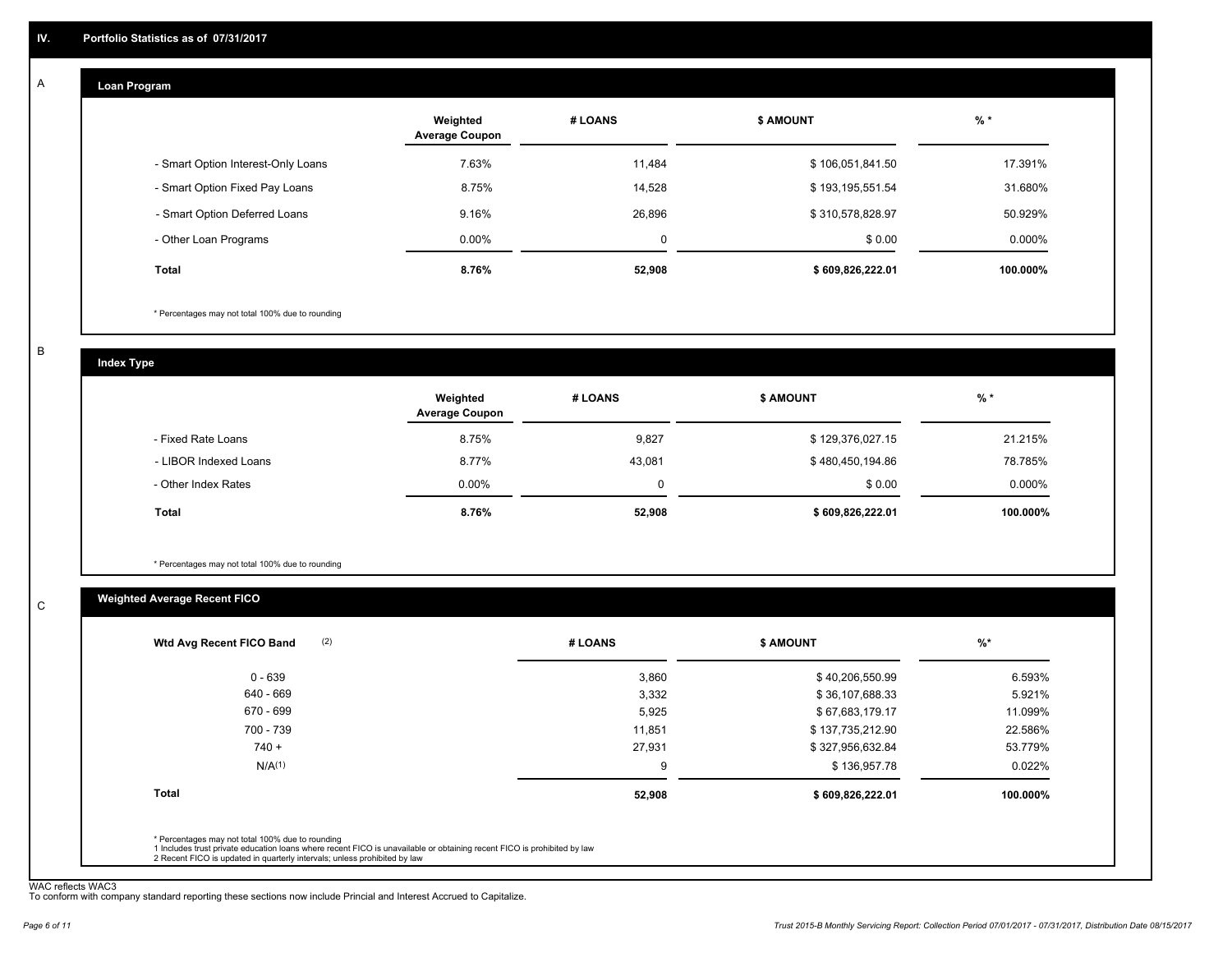## IV. Portfolio Statistics as of 07/31/2017

### A Loan Program

| | Weighted Average Coupon | # LOANS | $ AMOUNT | % * |
|---|---|---|---|---|
| - Smart Option Interest-Only Loans | 7.63% | 11,484 | $ 106,051,841.50 | 17.391% |
| - Smart Option Fixed Pay Loans | 8.75% | 14,528 | $ 193,195,551.54 | 31.680% |
| - Smart Option Deferred Loans | 9.16% | 26,896 | $ 310,578,828.97 | 50.929% |
| - Other Loan Programs | 0.00% | 0 | $ 0.00 | 0.000% |
| **Total** | **8.76%** | **52,908** | **$ 609,826,222.01** | **100.000%** |

* Percentages may not total 100% due to rounding

### B Index Type

| | Weighted Average Coupon | # LOANS | $ AMOUNT | % * |
|---|---|---|---|---|
| - Fixed Rate Loans | 8.75% | 9,827 | $ 129,376,027.15 | 21.215% |
| - LIBOR Indexed Loans | 8.77% | 43,081 | $ 480,450,194.86 | 78.785% |
| - Other Index Rates | 0.00% | 0 | $ 0.00 | 0.000% |
| **Total** | **8.76%** | **52,908** | **$ 609,826,222.01** | **100.000%** |

* Percentages may not total 100% due to rounding

### C Weighted Average Recent FICO

| Wtd Avg Recent FICO Band (2) | # LOANS | $ AMOUNT | %* |
|---|---|---|---|
| 0 - 639 | 3,860 | $ 40,206,550.99 | 6.593% |
| 640 - 669 | 3,332 | $ 36,107,688.33 | 5.921% |
| 670 - 699 | 5,925 | $ 67,683,179.17 | 11.099% |
| 700 - 739 | 11,851 | $ 137,735,212.90 | 22.586% |
| 740 + | 27,931 | $ 327,956,632.84 | 53.779% |
| N/A(1) | 9 | $ 136,957.78 | 0.022% |
| **Total** | **52,908** | **$ 609,826,222.01** | **100.000%** |

* Percentages may not total 100% due to rounding
1 Includes trust private education loans where recent FICO is unavailable or obtaining recent FICO is prohibited by law
2 Recent FICO is updated in quarterly intervals; unless prohibited by law

WAC reflects WAC3
To conform with company standard reporting these sections now include Princial and Interest Accrued to Capitalize.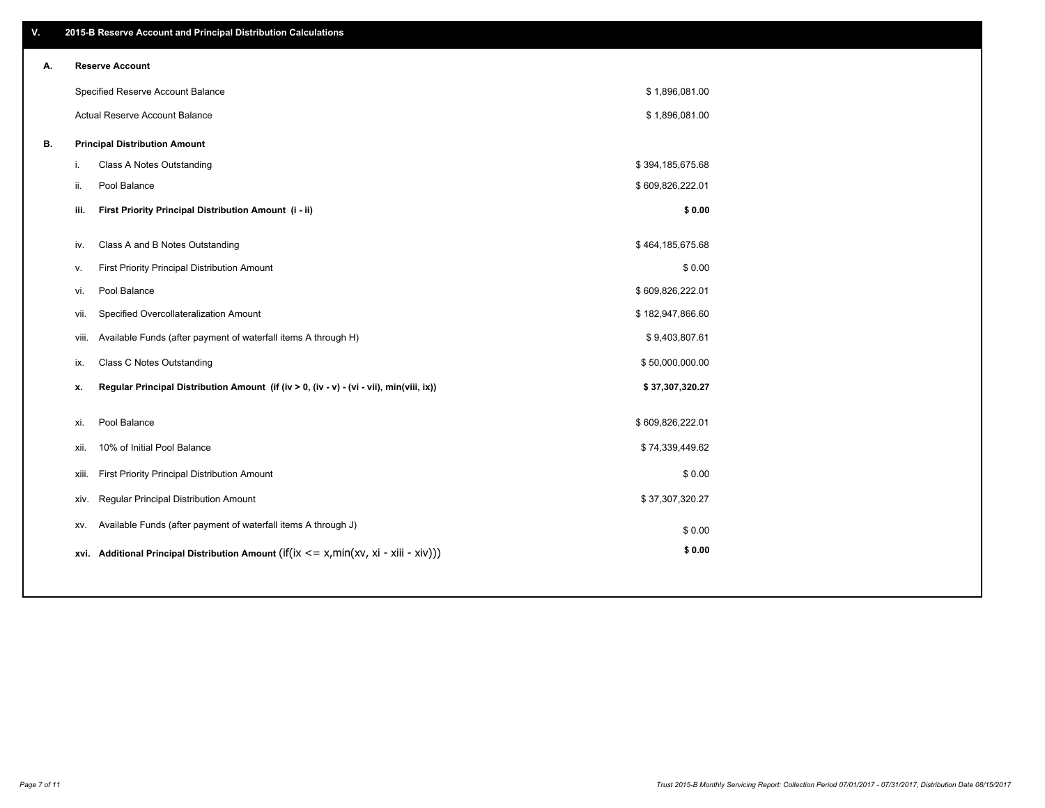## V. 2015-B Reserve Account and Principal Distribution Calculations

| | | | |
|---|---|---|---|
| **A.** | **Reserve Account** | | |
| | Specified Reserve Account Balance | | $ 1,896,081.00 |
| | Actual Reserve Account Balance | | $ 1,896,081.00 |
| **B.** | **Principal Distribution Amount** | | |
| | i. | Class A Notes Outstanding | $ 394,185,675.68 |
| | ii. | Pool Balance | $ 609,826,222.01 |
| | **iii.** | **First Priority Principal Distribution Amount (i - ii)** | **$ 0.00** |
| | iv. | Class A and B Notes Outstanding | $ 464,185,675.68 |
| | v. | First Priority Principal Distribution Amount | $ 0.00 |
| | vi. | Pool Balance | $ 609,826,222.01 |
| | vii. | Specified Overcollateralization Amount | $ 182,947,866.60 |
| | viii. | Available Funds (after payment of waterfall items A through H) | $ 9,403,807.61 |
| | ix. | Class C Notes Outstanding | $ 50,000,000.00 |
| | **x.** | **Regular Principal Distribution Amount (if (iv > 0, (iv - v) - (vi - vii), min(viii, ix))** | **$ 37,307,320.27** |
| | xi. | Pool Balance | $ 609,826,222.01 |
| | xii. | 10% of Initial Pool Balance | $ 74,339,449.62 |
| | xiii. | First Priority Principal Distribution Amount | $ 0.00 |
| | xiv. | Regular Principal Distribution Amount | $ 37,307,320.27 |
| | xv. | Available Funds (after payment of waterfall items A through J) | $ 0.00 |
| | **xvi.** | **Additional Principal Distribution Amount** (if(ix <= x,min(xv, xi - xiii - xiv))) | **$ 0.00** |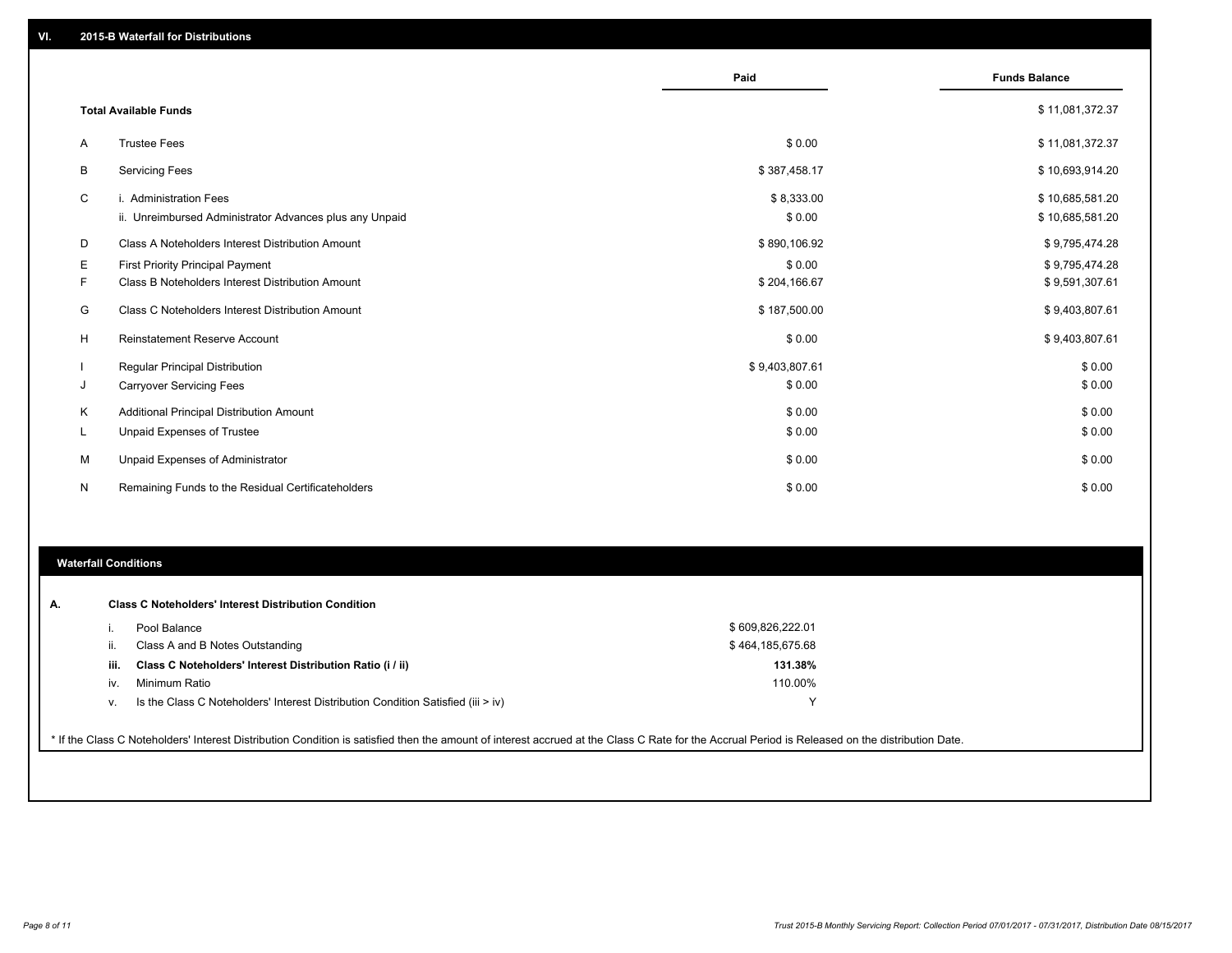## VI. 2015-B Waterfall for Distributions

| | | Paid | Funds Balance |
|---|---|---|---|
| | **Total Available Funds** | | $ 11,081,372.37 |
| A | Trustee Fees | $ 0.00 | $ 11,081,372.37 |
| B | Servicing Fees | $ 387,458.17 | $ 10,693,914.20 |
| C | i. Administration Fees | $ 8,333.00 | $ 10,685,581.20 |
| | ii. Unreimbursed Administrator Advances plus any Unpaid | $ 0.00 | $ 10,685,581.20 |
| D | Class A Noteholders Interest Distribution Amount | $ 890,106.92 | $ 9,795,474.28 |
| E | First Priority Principal Payment | $ 0.00 | $ 9,795,474.28 |
| F | Class B Noteholders Interest Distribution Amount | $ 204,166.67 | $ 9,591,307.61 |
| G | Class C Noteholders Interest Distribution Amount | $ 187,500.00 | $ 9,403,807.61 |
| H | Reinstatement Reserve Account | $ 0.00 | $ 9,403,807.61 |
| I | Regular Principal Distribution | $ 9,403,807.61 | $ 0.00 |
| J | Carryover Servicing Fees | $ 0.00 | $ 0.00 |
| K | Additional Principal Distribution Amount | $ 0.00 | $ 0.00 |
| L | Unpaid Expenses of Trustee | $ 0.00 | $ 0.00 |
| M | Unpaid Expenses of Administrator | $ 0.00 | $ 0.00 |
| N | Remaining Funds to the Residual Certificateholders | $ 0.00 | $ 0.00 |

## Waterfall Conditions

**A. Class C Noteholders' Interest Distribution Condition**

| | | |
|---|---|---|
| i. | Pool Balance | $ 609,826,222.01 |
| ii. | Class A and B Notes Outstanding | $ 464,185,675.68 |
| **iii.** | **Class C Noteholders' Interest Distribution Ratio (i / ii)** | **131.38%** |
| iv. | Minimum Ratio | 110.00% |
| v. | Is the Class C Noteholders' Interest Distribution Condition Satisfied (iii > iv) | Y |

* If the Class C Noteholders' Interest Distribution Condition is satisfied then the amount of interest accrued at the Class C Rate for the Accrual Period is Released on the distribution Date.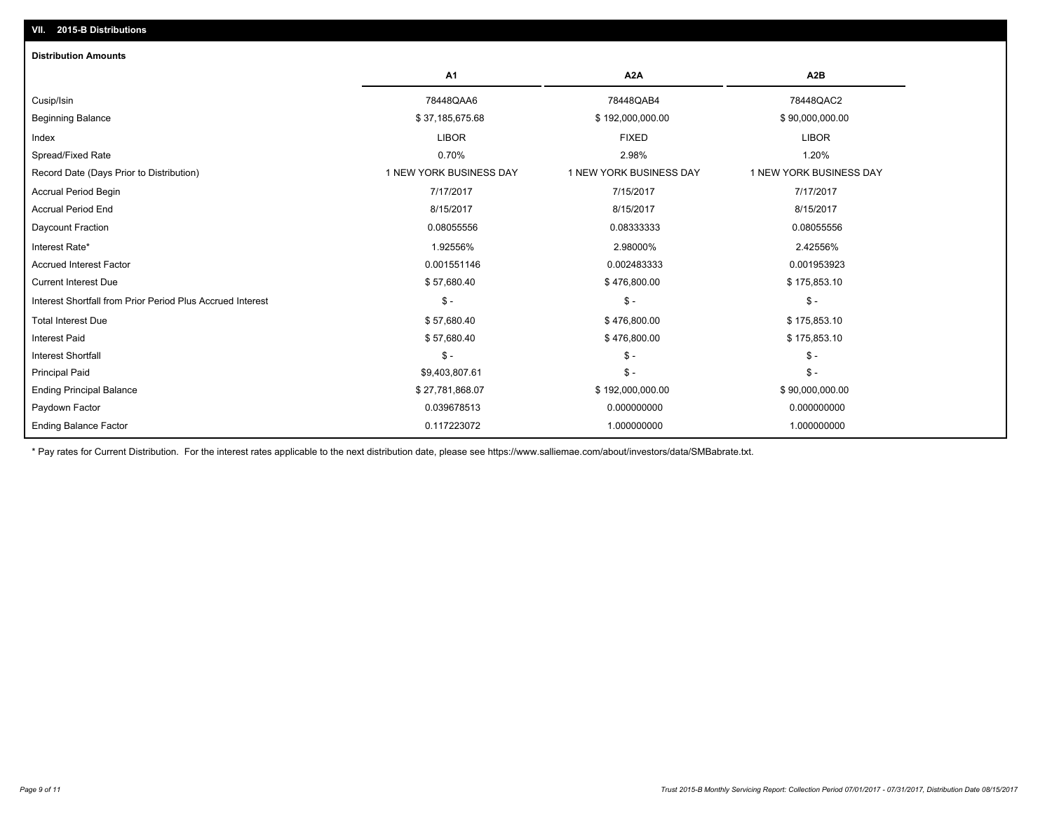## VII. 2015-B Distributions

### Distribution Amounts

| | A1 | A2A | A2B |
|---|---|---|---|
| Cusip/Isin | 78448QAA6 | 78448QAB4 | 78448QAC2 |
| Beginning Balance | $ 37,185,675.68 | $ 192,000,000.00 | $ 90,000,000.00 |
| Index | LIBOR | FIXED | LIBOR |
| Spread/Fixed Rate | 0.70% | 2.98% | 1.20% |
| Record Date (Days Prior to Distribution) | 1 NEW YORK BUSINESS DAY | 1 NEW YORK BUSINESS DAY | 1 NEW YORK BUSINESS DAY |
| Accrual Period Begin | 7/17/2017 | 7/15/2017 | 7/17/2017 |
| Accrual Period End | 8/15/2017 | 8/15/2017 | 8/15/2017 |
| Daycount Fraction | 0.08055556 | 0.08333333 | 0.08055556 |
| Interest Rate* | 1.92556% | 2.98000% | 2.42556% |
| Accrued Interest Factor | 0.001551146 | 0.002483333 | 0.001953923 |
| Current Interest Due | $ 57,680.40 | $ 476,800.00 | $ 175,853.10 |
| Interest Shortfall from Prior Period Plus Accrued Interest | $ - | $ - | $ - |
| Total Interest Due | $ 57,680.40 | $ 476,800.00 | $ 175,853.10 |
| Interest Paid | $ 57,680.40 | $ 476,800.00 | $ 175,853.10 |
| Interest Shortfall | $ - | $ - | $ - |
| Principal Paid | $9,403,807.61 | $ - | $ - |
| Ending Principal Balance | $ 27,781,868.07 | $ 192,000,000.00 | $ 90,000,000.00 |
| Paydown Factor | 0.039678513 | 0.000000000 | 0.000000000 |
| Ending Balance Factor | 0.117223072 | 1.000000000 | 1.000000000 |

* Pay rates for Current Distribution. For the interest rates applicable to the next distribution date, please see https://www.salliemae.com/about/investors/data/SMBabrate.txt.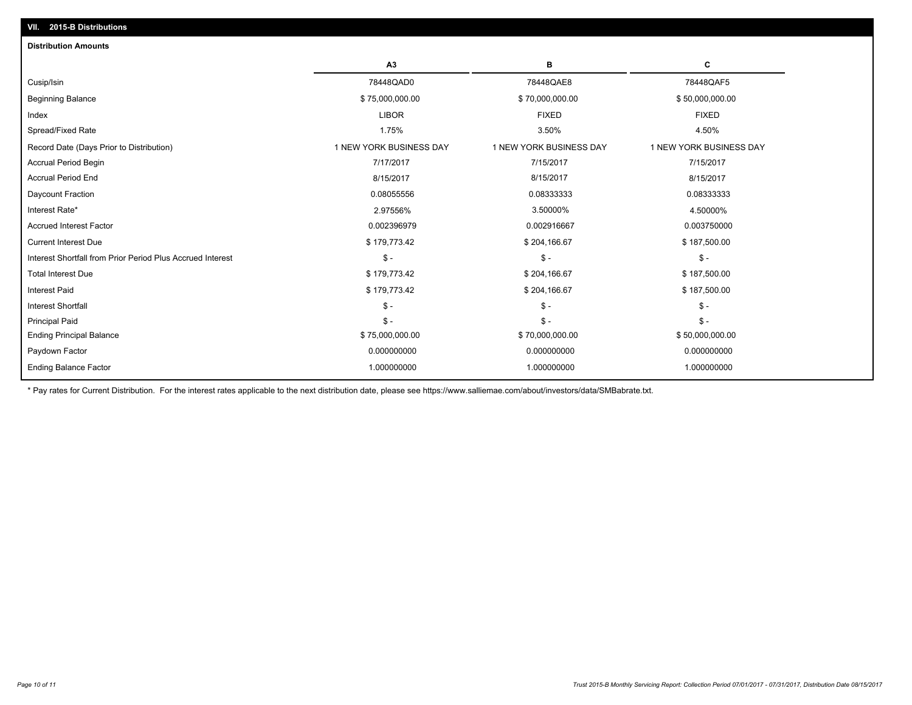## VII. 2015-B Distributions

### Distribution Amounts

| | A3 | B | C |
|---|---|---|---|
| Cusip/Isin | 78448QAD0 | 78448QAE8 | 78448QAF5 |
| Beginning Balance | $ 75,000,000.00 | $ 70,000,000.00 | $ 50,000,000.00 |
| Index | LIBOR | FIXED | FIXED |
| Spread/Fixed Rate | 1.75% | 3.50% | 4.50% |
| Record Date (Days Prior to Distribution) | 1 NEW YORK BUSINESS DAY | 1 NEW YORK BUSINESS DAY | 1 NEW YORK BUSINESS DAY |
| Accrual Period Begin | 7/17/2017 | 7/15/2017 | 7/15/2017 |
| Accrual Period End | 8/15/2017 | 8/15/2017 | 8/15/2017 |
| Daycount Fraction | 0.08055556 | 0.08333333 | 0.08333333 |
| Interest Rate* | 2.97556% | 3.50000% | 4.50000% |
| Accrued Interest Factor | 0.002396979 | 0.002916667 | 0.003750000 |
| Current Interest Due | $ 179,773.42 | $ 204,166.67 | $ 187,500.00 |
| Interest Shortfall from Prior Period Plus Accrued Interest | $ - | $ - | $ - |
| Total Interest Due | $ 179,773.42 | $ 204,166.67 | $ 187,500.00 |
| Interest Paid | $ 179,773.42 | $ 204,166.67 | $ 187,500.00 |
| Interest Shortfall | $ - | $ - | $ - |
| Principal Paid | $ - | $ - | $ - |
| Ending Principal Balance | $ 75,000,000.00 | $ 70,000,000.00 | $ 50,000,000.00 |
| Paydown Factor | 0.000000000 | 0.000000000 | 0.000000000 |
| Ending Balance Factor | 1.000000000 | 1.000000000 | 1.000000000 |

* Pay rates for Current Distribution. For the interest rates applicable to the next distribution date, please see https://www.salliemae.com/about/investors/data/SMBabrate.txt.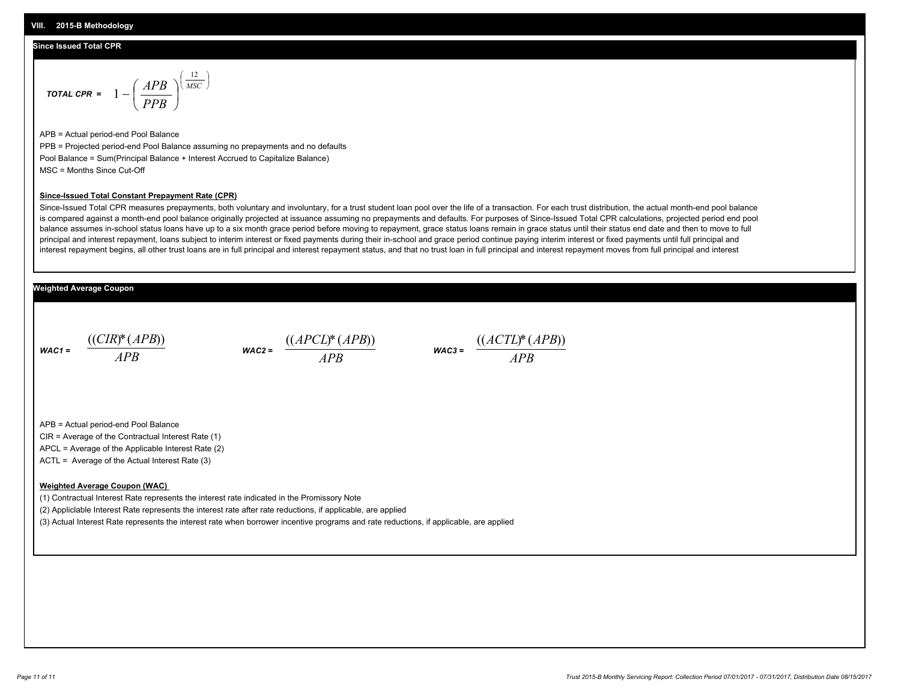## VIII. 2015-B Methodology

### Since Issued Total CPR

$$\textit{TOTAL CPR} = 1 - \left(\frac{APB}{PPB}\right)^{\left(\frac{12}{MSC}\right)}$$

APB = Actual period-end Pool Balance

PPB = Projected period-end Pool Balance assuming no prepayments and no defaults

Pool Balance = Sum(Principal Balance + Interest Accrued to Capitalize Balance)

MSC = Months Since Cut-Off

**Since-Issued Total Constant Prepayment Rate (CPR)**

Since-Issued Total CPR measures prepayments, both voluntary and involuntary, for a trust student loan pool over the life of a transaction. For each trust distribution, the actual month-end pool balance is compared against a month-end pool balance originally projected at issuance assuming no prepayments and defaults. For purposes of Since-Issued Total CPR calculations, projected period end pool balance assumes in-school status loans have up to a six month grace period before moving to repayment, grace status loans remain in grace status until their status end date and then to move to full principal and interest repayment, loans subject to interim interest or fixed payments during their in-school and grace period continue paying interim interest or fixed payments until full principal and interest repayment begins, all other trust loans are in full principal and interest repayment status, and that no trust loan in full principal and interest repayment moves from full principal and interest

### Weighted Average Coupon

$$\textit{WAC1} = \frac{((CIR)*(APB))}{APB} \qquad \textit{WAC2} = \frac{((APCL)*(APB))}{APB} \qquad \textit{WAC3} = \frac{((ACTL)*(APB))}{APB}$$

APB = Actual period-end Pool Balance

CIR = Average of the Contractual Interest Rate (1)

APCL = Average of the Applicable Interest Rate (2)

ACTL = Average of the Actual Interest Rate (3)

**Weighted Average Coupon (WAC)**

(1) Contractual Interest Rate represents the interest rate indicated in the Promissory Note

(2) Appliclable Interest Rate represents the interest rate after rate reductions, if applicable, are applied

(3) Actual Interest Rate represents the interest rate when borrower incentive programs and rate reductions, if applicable, are applied